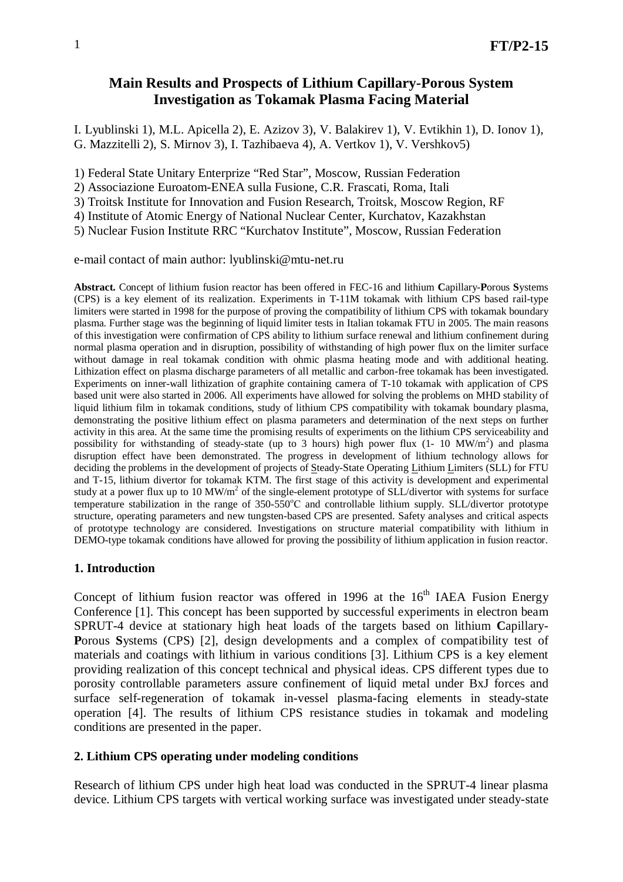# Main Results and Prospects of Lithium Capillary-Porous System Investigation as Tokamak Plasma Facing Material

I. Lyublinski 1), M.L. Apicella 2), E. Azizov 3), V. Balakirev 1), V. Evtikhin 1), D. Ionov 1), G. Mazzitelli 2), S. Mirnov 3), I. Tazhibaeva 4), A. Vertkov 1), V. Vershkov5)

1) Federal State Unitary Enterprize "Red Star", Moscow, Russian Federation
2) Associazione Euroatom-ENEA sulla Fusione, C.R. Frascati, Roma, Itali
3) Troitsk Institute for Innovation and Fusion Research, Troitsk, Moscow Region, RF
4) Institute of Atomic Energy of National Nuclear Center, Kurchatov, Kazakhstan
5) Nuclear Fusion Institute RRC "Kurchatov Institute", Moscow, Russian Federation

e-mail contact of main author: lyublinski@mtu-net.ru

**Abstract.** Concept of lithium fusion reactor has been offered in FEC-16 and lithium **C**apillary-**P**orous **S**ystems (CPS) is a key element of its realization. Experiments in T-11M tokamak with lithium CPS based rail-type limiters were started in 1998 for the purpose of proving the compatibility of lithium CPS with tokamak boundary plasma. Further stage was the beginning of liquid limiter tests in Italian tokamak FTU in 2005. The main reasons of this investigation were confirmation of CPS ability to lithium surface renewal and lithium confinement during normal plasma operation and in disruption, possibility of withstanding of high power flux on the limiter surface without damage in real tokamak condition with ohmic plasma heating mode and with additional heating. Lithization effect on plasma discharge parameters of all metallic and carbon-free tokamak has been investigated. Experiments on inner-wall lithization of graphite containing camera of T-10 tokamak with application of CPS based unit were also started in 2006. All experiments have allowed for solving the problems on MHD stability of liquid lithium film in tokamak conditions, study of lithium CPS compatibility with tokamak boundary plasma, demonstrating the positive lithium effect on plasma parameters and determination of the next steps on further activity in this area. At the same time the promising results of experiments on the lithium CPS serviceability and possibility for withstanding of steady-state (up to 3 hours) high power flux (1- 10 $MW/m^2$) and plasma disruption effect have been demonstrated. The progress in development of lithium technology allows for deciding the problems in the development of projects of Steady-State Operating Lithium Limiters (SLL) for FTU and T-15, lithium divertor for tokamak KTM. The first stage of this activity is development and experimental study at a power flux up to 10 $MW/m^2$ of the single-element prototype of SLL/divertor with systems for surface temperature stabilization in the range of 350-550$^o$C and controllable lithium supply. SLL/divertor prototype structure, operating parameters and new tungsten-based CPS are presented. Safety analyses and critical aspects of prototype technology are considered. Investigations on structure material compatibility with lithium in DEMO-type tokamak conditions have allowed for proving the possibility of lithium application in fusion reactor.

## 1. Introduction

Concept of lithium fusion reactor was offered in 1996 at the 16$^{th}$ IAEA Fusion Energy Conference [1]. This concept has been supported by successful experiments in electron beam SPRUT-4 device at stationary high heat loads of the targets based on lithium **C**apillary-**P**orous **S**ystems (CPS) [2], design developments and a complex of compatibility test of materials and coatings with lithium in various conditions [3]. Lithium CPS is a key element providing realization of this concept technical and physical ideas. CPS different types due to porosity controllable parameters assure confinement of liquid metal under BxJ forces and surface self-regeneration of tokamak in-vessel plasma-facing elements in steady-state operation [4]. The results of lithium CPS resistance studies in tokamak and modeling conditions are presented in the paper.

## 2. Lithium CPS operating under modeling conditions

Research of lithium CPS under high heat load was conducted in the SPRUT-4 linear plasma device. Lithium CPS targets with vertical working surface was investigated under steady-state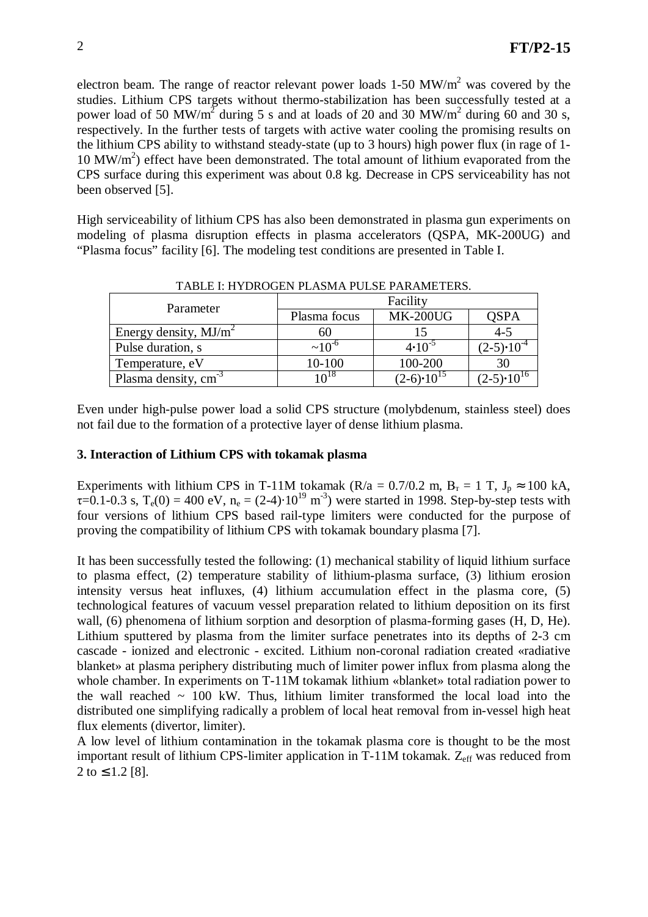electron beam. The range of reactor relevant power loads 1-50 $MW/m^2$ was covered by the studies. Lithium CPS targets without thermo-stabilization has been successfully tested at a power load of 50 $MW/m^2$ during 5 s and at loads of 20 and 30 $MW/m^2$ during 60 and 30 s, respectively. In the further tests of targets with active water cooling the promising results on the lithium CPS ability to withstand steady-state (up to 3 hours) high power flux (in rage of 1-10 $MW/m^2$) effect have been demonstrated. The total amount of lithium evaporated from the CPS surface during this experiment was about 0.8 kg. Decrease in CPS serviceability has not been observed [5].

High serviceability of lithium CPS has also been demonstrated in plasma gun experiments on modeling of plasma disruption effects in plasma accelerators (QSPA, MK-200UG) and "Plasma focus" facility [6]. The modeling test conditions are presented in Table I.

TABLE I: HYDROGEN PLASMA PULSE PARAMETERS.

| Parameter | Facility | | |
|---|---|---|---|
| | Plasma focus | MK-200UG | QSPA |
| Energy density, $MJ/m^2$ | 60 | 15 | 4-5 |
| Pulse duration, s | $\sim 10^{-6}$ | $4 \cdot 10^{-5}$ | $(2\text{-}5) \cdot 10^{-4}$ |
| Temperature, eV | 10-100 | 100-200 | 30 |
| Plasma density, $cm^{-3}$ | $10^{18}$ | $(2\text{-}6) \cdot 10^{15}$ | $(2\text{-}5) \cdot 10^{16}$ |

Even under high-pulse power load a solid CPS structure (molybdenum, stainless steel) does not fail due to the formation of a protective layer of dense lithium plasma.

### 3. Interaction of Lithium CPS with tokamak plasma

Experiments with lithium CPS in T-11M tokamak ($R/a = 0.7/0.2$ m, $B_T = 1$ T, $J_p \approx 100$ kA, $\tau$=0.1-0.3 s, $T_e(0) = 400$ eV, $n_e = (2\text{-}4) \cdot 10^{19}$ $m^{-3}$) were started in 1998. Step-by-step tests with four versions of lithium CPS based rail-type limiters were conducted for the purpose of proving the compatibility of lithium CPS with tokamak boundary plasma [7].

It has been successfully tested the following: (1) mechanical stability of liquid lithium surface to plasma effect, (2) temperature stability of lithium-plasma surface, (3) lithium erosion intensity versus heat influxes, (4) lithium accumulation effect in the plasma core, (5) technological features of vacuum vessel preparation related to lithium deposition on its first wall, (6) phenomena of lithium sorption and desorption of plasma-forming gases (H, D, He). Lithium sputtered by plasma from the limiter surface penetrates into its depths of 2-3 cm cascade - ionized and electronic - excited. Lithium non-coronal radiation created «radiative blanket» at plasma periphery distributing much of limiter power influx from plasma along the whole chamber. In experiments on T-11M tokamak lithium «blanket» total radiation power to the wall reached ~ 100 kW. Thus, lithium limiter transformed the local load into the distributed one simplifying radically a problem of local heat removal from in-vessel high heat flux elements (divertor, limiter).

A low level of lithium contamination in the tokamak plasma core is thought to be the most important result of lithium CPS-limiter application in T-11M tokamak. $Z_{eff}$ was reduced from 2 to $\leq 1.2$ [8].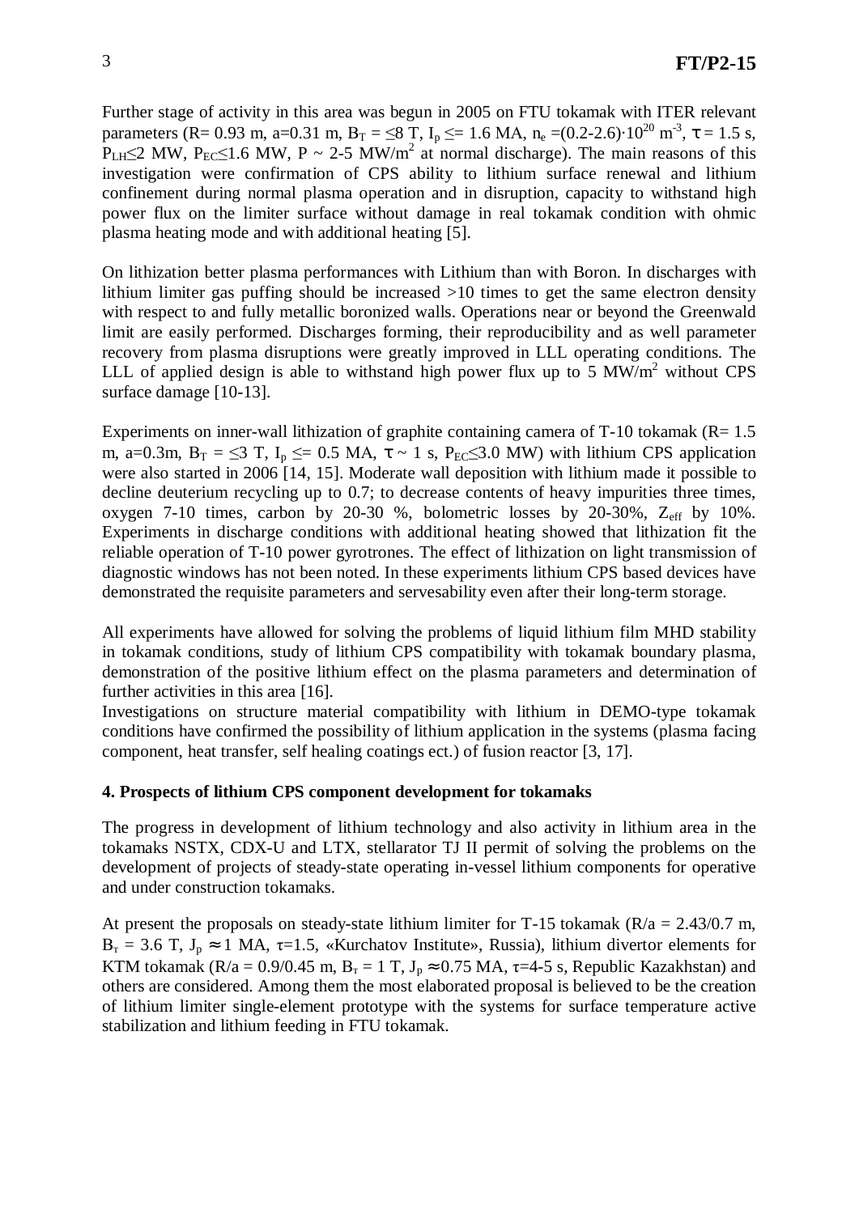Further stage of activity in this area was begun in 2005 on FTU tokamak with ITER relevant parameters (R= 0.93 m, a=0.31 m, $B_T$ = ≤8 T, $I_p$ ≤= 1.6 MA, $n_e$ =(0.2-2.6)·$10^{20}$ $m^{-3}$, τ = 1.5 s, $P_{LH}$≤2 MW, $P_{EC}$≤1.6 MW, P ~ 2-5 $MW/m^2$ at normal discharge). The main reasons of this investigation were confirmation of CPS ability to lithium surface renewal and lithium confinement during normal plasma operation and in disruption, capacity to withstand high power flux on the limiter surface without damage in real tokamak condition with ohmic plasma heating mode and with additional heating [5].

On lithization better plasma performances with Lithium than with Boron. In discharges with lithium limiter gas puffing should be increased >10 times to get the same electron density with respect to and fully metallic boronized walls. Operations near or beyond the Greenwald limit are easily performed. Discharges forming, their reproducibility and as well parameter recovery from plasma disruptions were greatly improved in LLL operating conditions. The LLL of applied design is able to withstand high power flux up to 5 $MW/m^2$ without CPS surface damage [10-13].

Experiments on inner-wall lithization of graphite containing camera of T-10 tokamak (R= 1.5 m, a=0.3m, $B_T$ = ≤3 T, $I_p$ ≤= 0.5 MA, τ ~ 1 s, $P_{EC}$≤3.0 MW) with lithium CPS application were also started in 2006 [14, 15]. Moderate wall deposition with lithium made it possible to decline deuterium recycling up to 0.7; to decrease contents of heavy impurities three times, oxygen 7-10 times, carbon by 20-30 %, bolometric losses by 20-30%, $Z_{eff}$ by 10%. Experiments in discharge conditions with additional heating showed that lithization fit the reliable operation of T-10 power gyrotrones. The effect of lithization on light transmission of diagnostic windows has not been noted. In these experiments lithium CPS based devices have demonstrated the requisite parameters and servesability even after their long-term storage.

All experiments have allowed for solving the problems of liquid lithium film MHD stability in tokamak conditions, study of lithium CPS compatibility with tokamak boundary plasma, demonstration of the positive lithium effect on the plasma parameters and determination of further activities in this area [16].

Investigations on structure material compatibility with lithium in DEMO-type tokamak conditions have confirmed the possibility of lithium application in the systems (plasma facing component, heat transfer, self healing coatings ect.) of fusion reactor [3, 17].

## 4. Prospects of lithium CPS component development for tokamaks

The progress in development of lithium technology and also activity in lithium area in the tokamaks NSTX, CDX-U and LTX, stellarator TJ II permit of solving the problems on the development of projects of steady-state operating in-vessel lithium components for operative and under construction tokamaks.

At present the proposals on steady-state lithium limiter for T-15 tokamak (R/a = 2.43/0.7 m, $B_т$ = 3.6 T, $J_p$ ≈ 1 MA, τ=1.5, «Kurchatov Institute», Russia), lithium divertor elements for KTM tokamak (R/a = 0.9/0.45 m, $B_т$ = 1 T, $J_p$ ≈0.75 MA, τ=4-5 s, Republic Kazakhstan) and others are considered. Among them the most elaborated proposal is believed to be the creation of lithium limiter single-element prototype with the systems for surface temperature active stabilization and lithium feeding in FTU tokamak.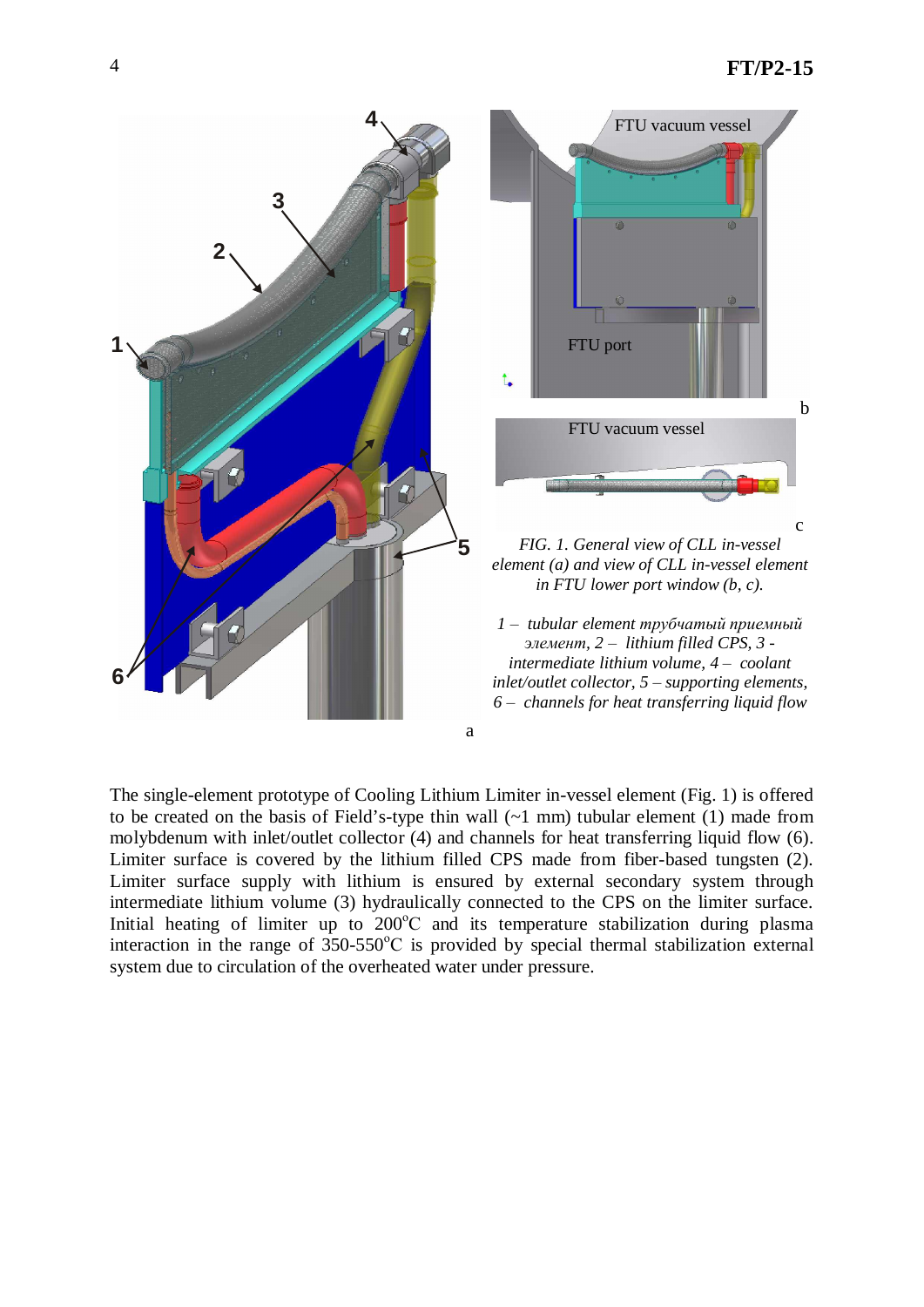*FIG. 1. General view of CLL in-vessel element (a) and view of CLL in-vessel element in FTU lower port window (b, c).*

*1 – tubular element трубчатый приемный элемент, 2 – lithium filled CPS, 3 - intermediate lithium volume, 4 – coolant inlet/outlet collector, 5 – supporting elements, 6 – channels for heat transferring liquid flow*

The single-element prototype of Cooling Lithium Limiter in-vessel element (Fig. 1) is offered to be created on the basis of Field's-type thin wall (~1 mm) tubular element (1) made from molybdenum with inlet/outlet collector (4) and channels for heat transferring liquid flow (6). Limiter surface is covered by the lithium filled CPS made from fiber-based tungsten (2). Limiter surface supply with lithium is ensured by external secondary system through intermediate lithium volume (3) hydraulically connected to the CPS on the limiter surface. Initial heating of limiter up to 200$^{o}$C and its temperature stabilization during plasma interaction in the range of 350-550$^{o}$C is provided by special thermal stabilization external system due to circulation of the overheated water under pressure.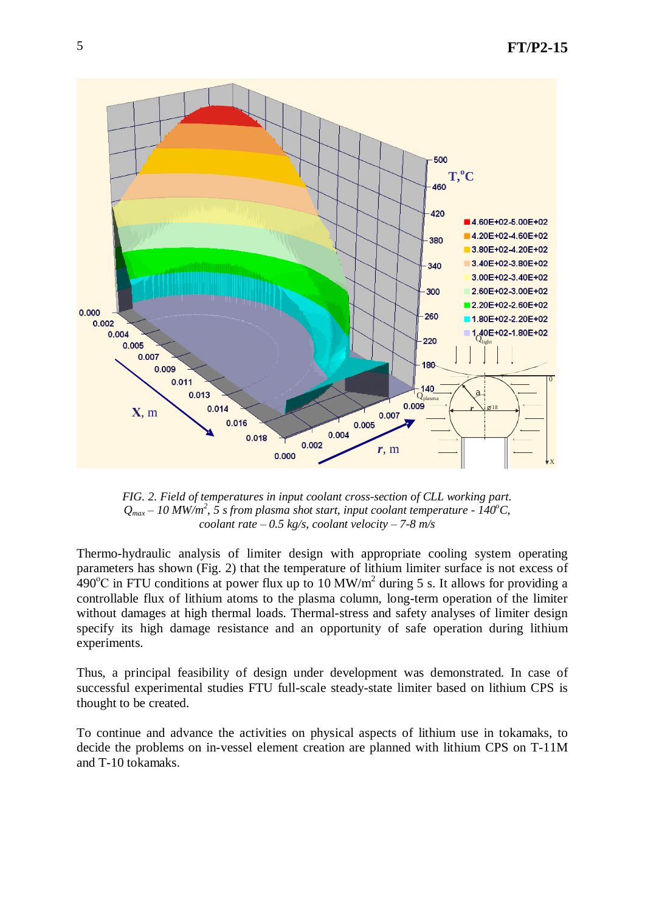FIG. 2. Field of temperatures in input coolant cross-section of CLL working part. $Q_{max}$ – 10 MW/m$^2$, 5 s from plasma shot start, input coolant temperature - 140$^o$C, coolant rate – 0.5 kg/s, coolant velocity – 7-8 m/s

Thermo-hydraulic analysis of limiter design with appropriate cooling system operating parameters has shown (Fig. 2) that the temperature of lithium limiter surface is not excess of 490$^o$C in FTU conditions at power flux up to 10 MW/m$^2$ during 5 s. It allows for providing a controllable flux of lithium atoms to the plasma column, long-term operation of the limiter without damages at high thermal loads. Thermal-stress and safety analyses of limiter design specify its high damage resistance and an opportunity of safe operation during lithium experiments.

Thus, a principal feasibility of design under development was demonstrated. In case of successful experimental studies FTU full-scale steady-state limiter based on lithium CPS is thought to be created.

To continue and advance the activities on physical aspects of lithium use in tokamaks, to decide the problems on in-vessel element creation are planned with lithium CPS on T-11M and T-10 tokamaks.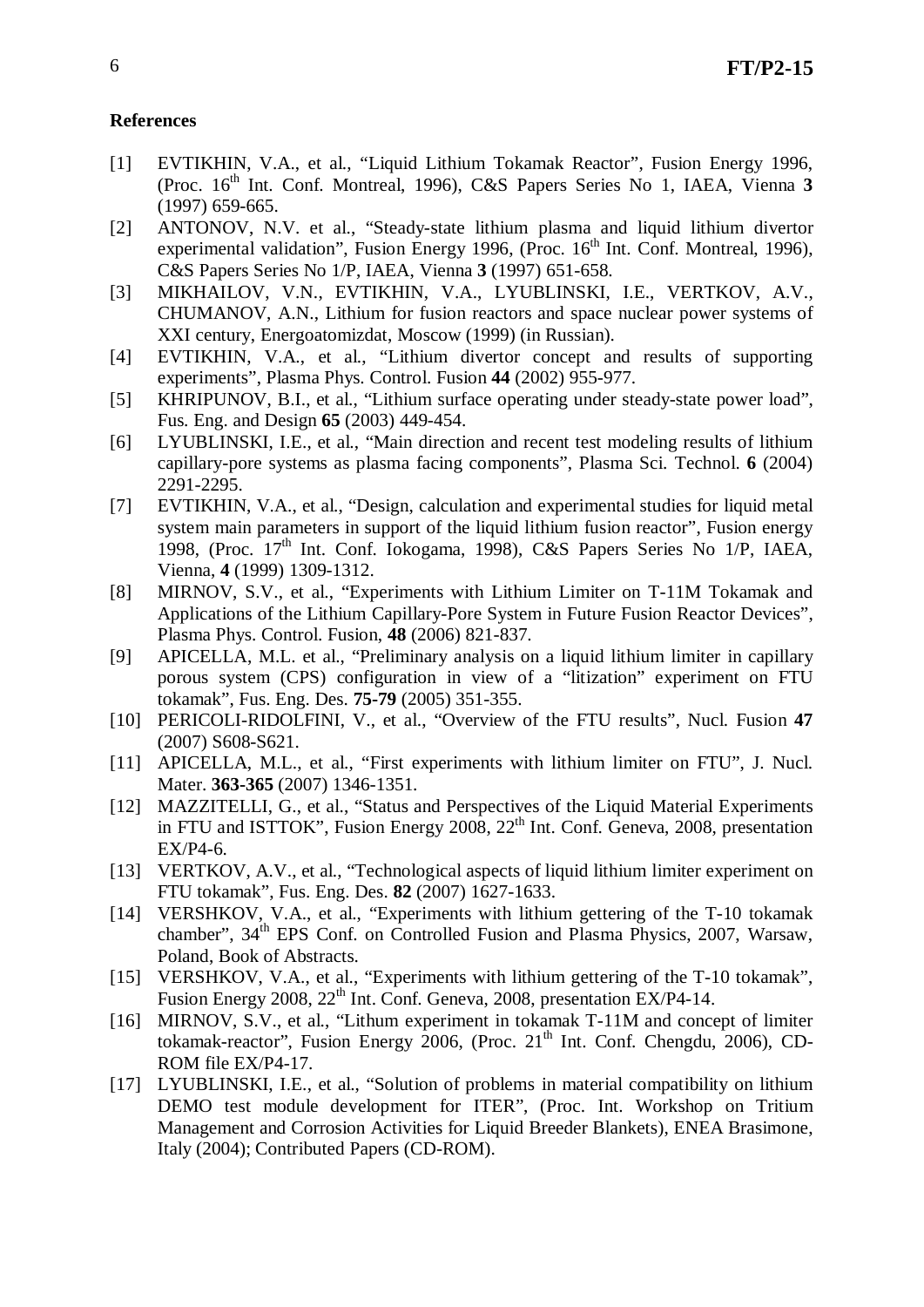## References

[1] EVTIKHIN, V.A., et al., "Liquid Lithium Tokamak Reactor", Fusion Energy 1996, (Proc. 16th Int. Conf. Montreal, 1996), C&S Papers Series No 1, IAEA, Vienna **3** (1997) 659-665.

[2] ANTONOV, N.V. et al., "Steady-state lithium plasma and liquid lithium divertor experimental validation", Fusion Energy 1996, (Proc. 16th Int. Conf. Montreal, 1996), C&S Papers Series No 1/P, IAEA, Vienna **3** (1997) 651-658.

[3] MIKHAILOV, V.N., EVTIKHIN, V.A., LYUBLINSKI, I.E., VERTKOV, A.V., CHUMANOV, A.N., Lithium for fusion reactors and space nuclear power systems of XXI century, Energoatomizdat, Moscow (1999) (in Russian).

[4] EVTIKHIN, V.A., et al., "Lithium divertor concept and results of supporting experiments", Plasma Phys. Control. Fusion **44** (2002) 955-977.

[5] KHRIPUNOV, B.I., et al., "Lithium surface operating under steady-state power load", Fus. Eng. and Design **65** (2003) 449-454.

[6] LYUBLINSKI, I.E., et al., "Main direction and recent test modeling results of lithium capillary-pore systems as plasma facing components", Plasma Sci. Technol. **6** (2004) 2291-2295.

[7] EVTIKHIN, V.A., et al., "Design, calculation and experimental studies for liquid metal system main parameters in support of the liquid lithium fusion reactor", Fusion energy 1998, (Proc. 17th Int. Conf. Iokogama, 1998), C&S Papers Series No 1/P, IAEA, Vienna, **4** (1999) 1309-1312.

[8] MIRNOV, S.V., et al., "Experiments with Lithium Limiter on T-11M Tokamak and Applications of the Lithium Capillary-Pore System in Future Fusion Reactor Devices", Plasma Phys. Control. Fusion, **48** (2006) 821-837.

[9] APICELLA, M.L. et al., "Preliminary analysis on a liquid lithium limiter in capillary porous system (CPS) configuration in view of a "litization" experiment on FTU tokamak", Fus. Eng. Des. **75-79** (2005) 351-355.

[10] PERICOLI-RIDOLFINI, V., et al., "Overview of the FTU results", Nucl. Fusion **47** (2007) S608-S621.

[11] APICELLA, M.L., et al., "First experiments with lithium limiter on FTU", J. Nucl. Mater. **363-365** (2007) 1346-1351.

[12] MAZZITELLI, G., et al., "Status and Perspectives of the Liquid Material Experiments in FTU and ISTTOK", Fusion Energy 2008, 22th Int. Conf. Geneva, 2008, presentation EX/P4-6.

[13] VERTKOV, A.V., et al., "Technological aspects of liquid lithium limiter experiment on FTU tokamak", Fus. Eng. Des. **82** (2007) 1627-1633.

[14] VERSHKOV, V.A., et al., "Experiments with lithium gettering of the T-10 tokamak chamber", 34th EPS Conf. on Controlled Fusion and Plasma Physics, 2007, Warsaw, Poland, Book of Abstracts.

[15] VERSHKOV, V.A., et al., "Experiments with lithium gettering of the T-10 tokamak", Fusion Energy 2008, 22th Int. Conf. Geneva, 2008, presentation EX/P4-14.

[16] MIRNOV, S.V., et al., "Lithum experiment in tokamak T-11M and concept of limiter tokamak-reactor", Fusion Energy 2006, (Proc. 21th Int. Conf. Chengdu, 2006), CD-ROM file EX/P4-17.

[17] LYUBLINSKI, I.E., et al., "Solution of problems in material compatibility on lithium DEMO test module development for ITER", (Proc. Int. Workshop on Tritium Management and Corrosion Activities for Liquid Breeder Blankets), ENEA Brasimone, Italy (2004); Contributed Papers (CD-ROM).